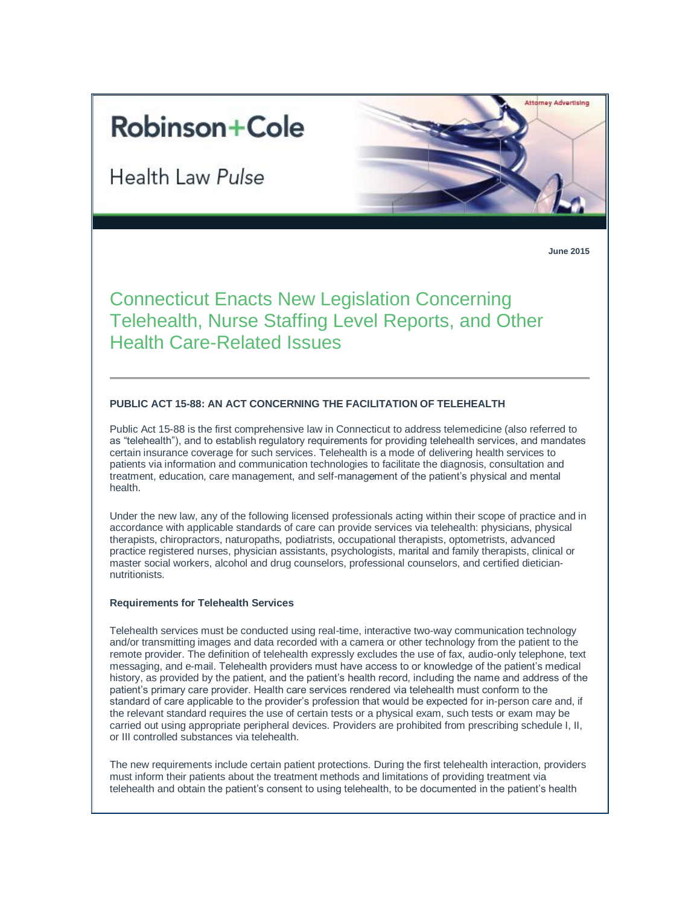Attorney Advertising

# Robinson+Cole

Health Law *Pulse*

**June 2015**

## Connecticut Enacts New Legislation Concerning Telehealth, Nurse Staffing Level Reports, and Other Health Care-Related Issues

---

### PUBLIC ACT 15-88: AN ACT CONCERNING THE FACILITATION OF TELEHEALTH

Public Act 15-88 is the first comprehensive law in Connecticut to address telemedicine (also referred to as "telehealth"), and to establish regulatory requirements for providing telehealth services, and mandates certain insurance coverage for such services. Telehealth is a mode of delivering health services to patients via information and communication technologies to facilitate the diagnosis, consultation and treatment, education, care management, and self-management of the patient's physical and mental health.

Under the new law, any of the following licensed professionals acting within their scope of practice and in accordance with applicable standards of care can provide services via telehealth: physicians, physical therapists, chiropractors, naturopaths, podiatrists, occupational therapists, optometrists, advanced practice registered nurses, physician assistants, psychologists, marital and family therapists, clinical or master social workers, alcohol and drug counselors, professional counselors, and certified dietician-nutritionists.

#### Requirements for Telehealth Services

Telehealth services must be conducted using real-time, interactive two-way communication technology and/or transmitting images and data recorded with a camera or other technology from the patient to the remote provider. The definition of telehealth expressly excludes the use of fax, audio-only telephone, text messaging, and e-mail. Telehealth providers must have access to or knowledge of the patient's medical history, as provided by the patient, and the patient's health record, including the name and address of the patient's primary care provider. Health care services rendered via telehealth must conform to the standard of care applicable to the provider's profession that would be expected for in-person care and, if the relevant standard requires the use of certain tests or a physical exam, such tests or exam may be carried out using appropriate peripheral devices. Providers are prohibited from prescribing schedule I, II, or III controlled substances via telehealth.

The new requirements include certain patient protections. During the first telehealth interaction, providers must inform their patients about the treatment methods and limitations of providing treatment via telehealth and obtain the patient's consent to using telehealth, to be documented in the patient's health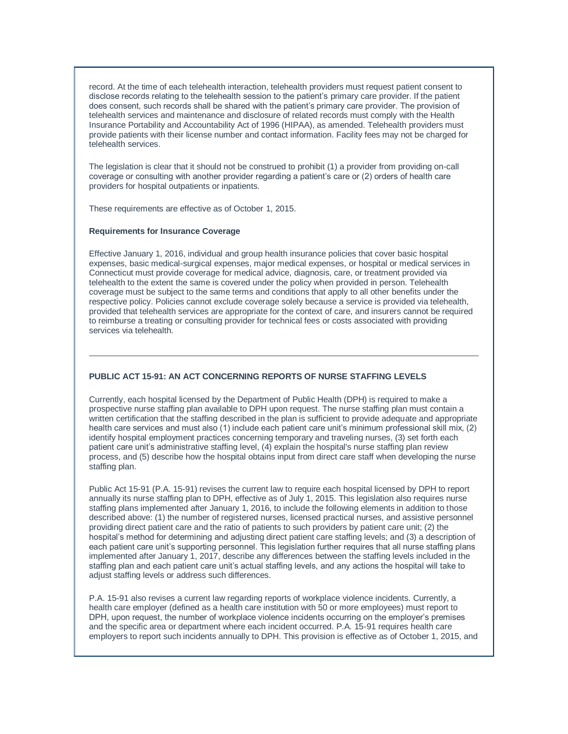record. At the time of each telehealth interaction, telehealth providers must request patient consent to disclose records relating to the telehealth session to the patient's primary care provider. If the patient does consent, such records shall be shared with the patient's primary care provider. The provision of telehealth services and maintenance and disclosure of related records must comply with the Health Insurance Portability and Accountability Act of 1996 (HIPAA), as amended. Telehealth providers must provide patients with their license number and contact information. Facility fees may not be charged for telehealth services.

The legislation is clear that it should not be construed to prohibit (1) a provider from providing on-call coverage or consulting with another provider regarding a patient's care or (2) orders of health care providers for hospital outpatients or inpatients.

These requirements are effective as of October 1, 2015.

**Requirements for Insurance Coverage**

Effective January 1, 2016, individual and group health insurance policies that cover basic hospital expenses, basic medical-surgical expenses, major medical expenses, or hospital or medical services in Connecticut must provide coverage for medical advice, diagnosis, care, or treatment provided via telehealth to the extent the same is covered under the policy when provided in person. Telehealth coverage must be subject to the same terms and conditions that apply to all other benefits under the respective policy. Policies cannot exclude coverage solely because a service is provided via telehealth, provided that telehealth services are appropriate for the context of care, and insurers cannot be required to reimburse a treating or consulting provider for technical fees or costs associated with providing services via telehealth.

---

**PUBLIC ACT 15-91: AN ACT CONCERNING REPORTS OF NURSE STAFFING LEVELS**

Currently, each hospital licensed by the Department of Public Health (DPH) is required to make a prospective nurse staffing plan available to DPH upon request. The nurse staffing plan must contain a written certification that the staffing described in the plan is sufficient to provide adequate and appropriate health care services and must also (1) include each patient care unit's minimum professional skill mix, (2) identify hospital employment practices concerning temporary and traveling nurses, (3) set forth each patient care unit's administrative staffing level, (4) explain the hospital's nurse staffing plan review process, and (5) describe how the hospital obtains input from direct care staff when developing the nurse staffing plan.

Public Act 15-91 (P.A. 15-91) revises the current law to require each hospital licensed by DPH to report annually its nurse staffing plan to DPH, effective as of July 1, 2015. This legislation also requires nurse staffing plans implemented after January 1, 2016, to include the following elements in addition to those described above: (1) the number of registered nurses, licensed practical nurses, and assistive personnel providing direct patient care and the ratio of patients to such providers by patient care unit; (2) the hospital's method for determining and adjusting direct patient care staffing levels; and (3) a description of each patient care unit's supporting personnel. This legislation further requires that all nurse staffing plans implemented after January 1, 2017, describe any differences between the staffing levels included in the staffing plan and each patient care unit's actual staffing levels, and any actions the hospital will take to adjust staffing levels or address such differences.

P.A. 15-91 also revises a current law regarding reports of workplace violence incidents. Currently, a health care employer (defined as a health care institution with 50 or more employees) must report to DPH, upon request, the number of workplace violence incidents occurring on the employer's premises and the specific area or department where each incident occurred. P.A. 15-91 requires health care employers to report such incidents annually to DPH. This provision is effective as of October 1, 2015, and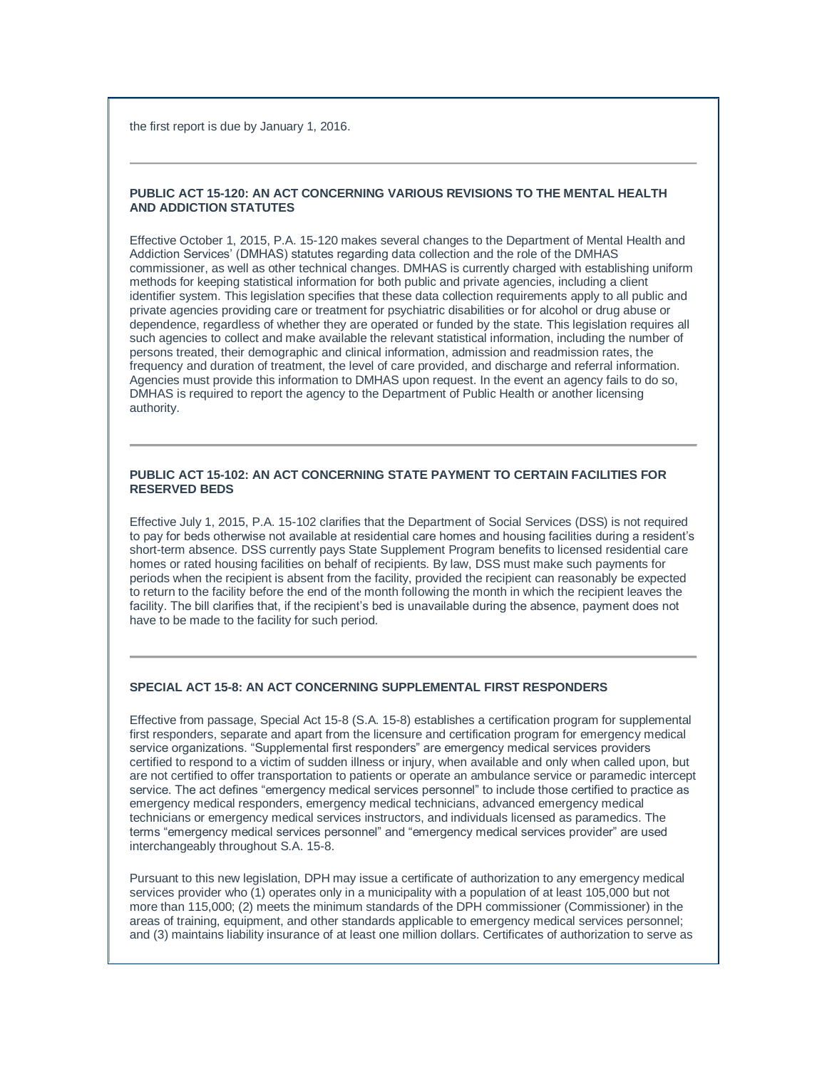the first report is due by January 1, 2016.

---

### PUBLIC ACT 15-120: AN ACT CONCERNING VARIOUS REVISIONS TO THE MENTAL HEALTH AND ADDICTION STATUTES

Effective October 1, 2015, P.A. 15-120 makes several changes to the Department of Mental Health and Addiction Services' (DMHAS) statutes regarding data collection and the role of the DMHAS commissioner, as well as other technical changes. DMHAS is currently charged with establishing uniform methods for keeping statistical information for both public and private agencies, including a client identifier system. This legislation specifies that these data collection requirements apply to all public and private agencies providing care or treatment for psychiatric disabilities or for alcohol or drug abuse or dependence, regardless of whether they are operated or funded by the state. This legislation requires all such agencies to collect and make available the relevant statistical information, including the number of persons treated, their demographic and clinical information, admission and readmission rates, the frequency and duration of treatment, the level of care provided, and discharge and referral information. Agencies must provide this information to DMHAS upon request. In the event an agency fails to do so, DMHAS is required to report the agency to the Department of Public Health or another licensing authority.

---

### PUBLIC ACT 15-102: AN ACT CONCERNING STATE PAYMENT TO CERTAIN FACILITIES FOR RESERVED BEDS

Effective July 1, 2015, P.A. 15-102 clarifies that the Department of Social Services (DSS) is not required to pay for beds otherwise not available at residential care homes and housing facilities during a resident's short-term absence. DSS currently pays State Supplement Program benefits to licensed residential care homes or rated housing facilities on behalf of recipients. By law, DSS must make such payments for periods when the recipient is absent from the facility, provided the recipient can reasonably be expected to return to the facility before the end of the month following the month in which the recipient leaves the facility. The bill clarifies that, if the recipient's bed is unavailable during the absence, payment does not have to be made to the facility for such period.

---

### SPECIAL ACT 15-8: AN ACT CONCERNING SUPPLEMENTAL FIRST RESPONDERS

Effective from passage, Special Act 15-8 (S.A. 15-8) establishes a certification program for supplemental first responders, separate and apart from the licensure and certification program for emergency medical service organizations. "Supplemental first responders" are emergency medical services providers certified to respond to a victim of sudden illness or injury, when available and only when called upon, but are not certified to offer transportation to patients or operate an ambulance service or paramedic intercept service. The act defines "emergency medical services personnel" to include those certified to practice as emergency medical responders, emergency medical technicians, advanced emergency medical technicians or emergency medical services instructors, and individuals licensed as paramedics. The terms "emergency medical services personnel" and "emergency medical services provider" are used interchangeably throughout S.A. 15-8.

Pursuant to this new legislation, DPH may issue a certificate of authorization to any emergency medical services provider who (1) operates only in a municipality with a population of at least 105,000 but not more than 115,000; (2) meets the minimum standards of the DPH commissioner (Commissioner) in the areas of training, equipment, and other standards applicable to emergency medical services personnel; and (3) maintains liability insurance of at least one million dollars. Certificates of authorization to serve as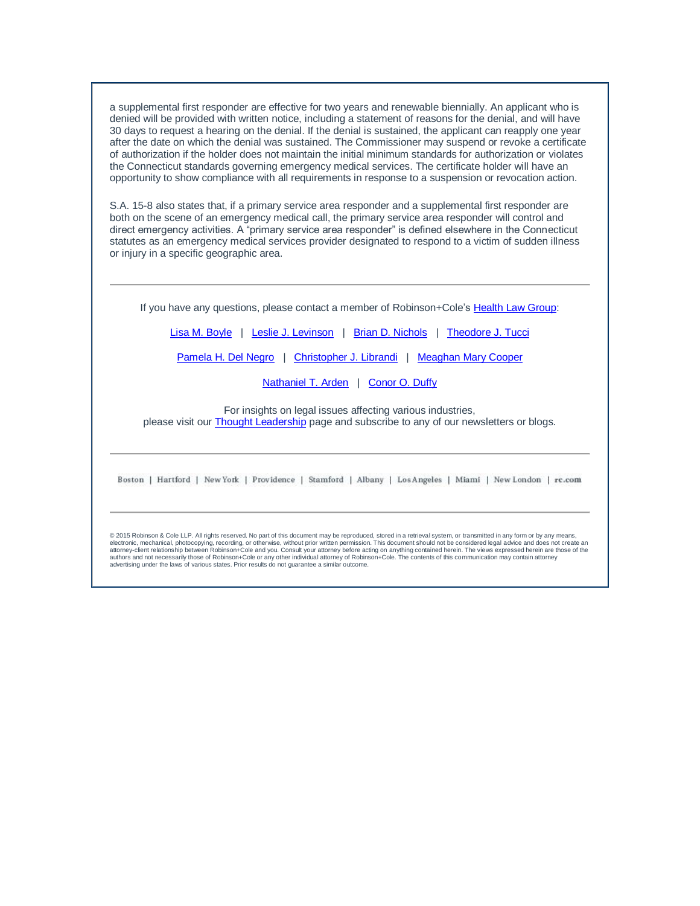a supplemental first responder are effective for two years and renewable biennially. An applicant who is denied will be provided with written notice, including a statement of reasons for the denial, and will have 30 days to request a hearing on the denial. If the denial is sustained, the applicant can reapply one year after the date on which the denial was sustained. The Commissioner may suspend or revoke a certificate of authorization if the holder does not maintain the initial minimum standards for authorization or violates the Connecticut standards governing emergency medical services. The certificate holder will have an opportunity to show compliance with all requirements in response to a suspension or revocation action.

S.A. 15-8 also states that, if a primary service area responder and a supplemental first responder are both on the scene of an emergency medical call, the primary service area responder will control and direct emergency activities. A "primary service area responder" is defined elsewhere in the Connecticut statutes as an emergency medical services provider designated to respond to a victim of sudden illness or injury in a specific geographic area.

---

If you have any questions, please contact a member of Robinson+Cole's Health Law Group:

Lisa M. Boyle | Leslie J. Levinson | Brian D. Nichols | Theodore J. Tucci

Pamela H. Del Negro | Christopher J. Librandi | Meaghan Mary Cooper

Nathaniel T. Arden | Conor O. Duffy

For insights on legal issues affecting various industries,
please visit our Thought Leadership page and subscribe to any of our newsletters or blogs.

---

Boston | Hartford | New York | Providence | Stamford | Albany | Los Angeles | Miami | New London | rc.com

---

© 2015 Robinson & Cole LLP. All rights reserved. No part of this document may be reproduced, stored in a retrieval system, or transmitted in any form or by any means, electronic, mechanical, photocopying, recording, or otherwise, without prior written permission. This document should not be considered legal advice and does not create an attorney-client relationship between Robinson+Cole and you. Consult your attorney before acting on anything contained herein. The views expressed herein are those of the authors and not necessarily those of Robinson+Cole or any other individual attorney of Robinson+Cole. The contents of this communication may contain attorney advertising under the laws of various states. Prior results do not guarantee a similar outcome.